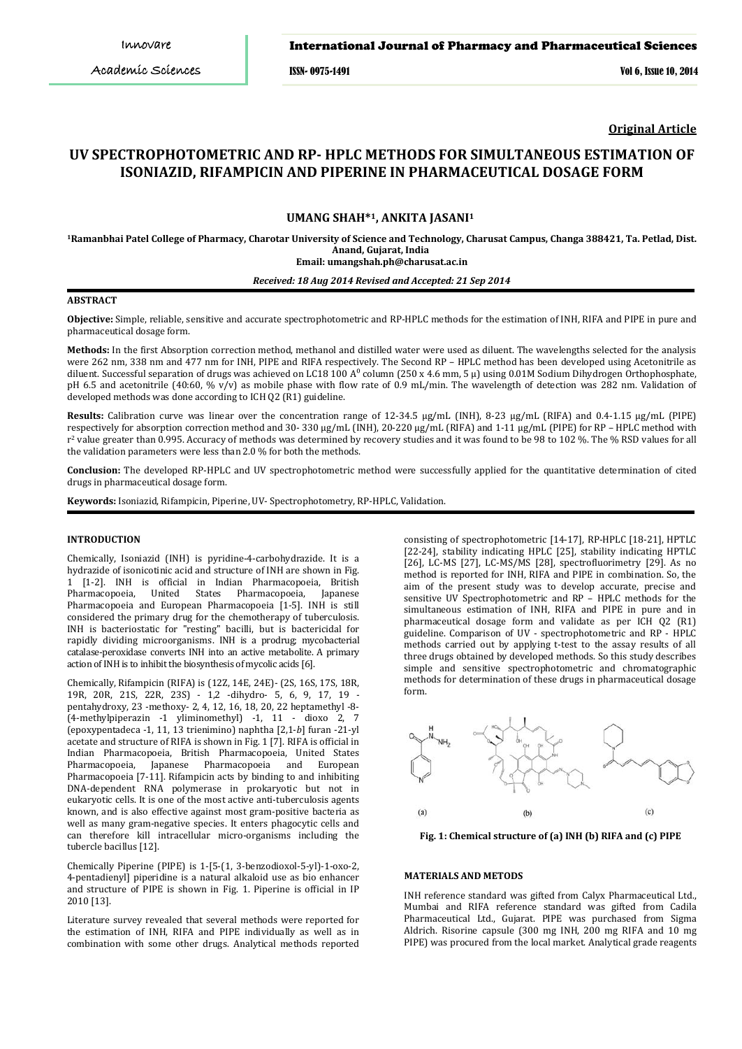**Original Article**

# UV SPECTROPHOTOMETRIC AND RP- HPLC METHODS FOR SIMULTANEOUS ESTIMATION OF ISONIAZID, RIFAMPICIN AND PIPERINE IN PHARMACEUTICAL DOSAGE FORM

## UMANG SHAH*[1], ANKITA JASANI[1]

[1]Ramanbhai Patel College of Pharmacy, Charotar University of Science and Technology, Charusat Campus, Changa 388421, Ta. Petlad, Dist. Anand, Gujarat, India
Email: umangshah.ph@charusat.ac.in

*Received: 18 Aug 2014 Revised and Accepted: 21 Sep 2014*

### ABSTRACT

**Objective:** Simple, reliable, sensitive and accurate spectrophotometric and RP-HPLC methods for the estimation of INH, RIFA and PIPE in pure and pharmaceutical dosage form.

**Methods:** In the first Absorption correction method, methanol and distilled water were used as diluent. The wavelengths selected for the analysis were 262 nm, 338 nm and 477 nm for INH, PIPE and RIFA respectively. The Second RP – HPLC method has been developed using Acetonitrile as diluent. Successful separation of drugs was achieved on LC18 100 $A^0$ column (250 x 4.6 mm, 5 µ) using 0.01M Sodium Dihydrogen Orthophosphate, pH 6.5 and acetonitrile (40:60, % v/v) as mobile phase with flow rate of 0.9 mL/min. The wavelength of detection was 282 nm. Validation of developed methods was done according to ICH Q2 (R1) guideline.

**Results:** Calibration curve was linear over the concentration range of 12-34.5 µg/mL (INH), 8-23 µg/mL (RIFA) and 0.4-1.15 µg/mL (PIPE) respectively for absorption correction method and 30- 330 µg/mL (INH), 20-220 µg/mL (RIFA) and 1-11 µg/mL (PIPE) for RP – HPLC method with $r^2$ value greater than 0.995. Accuracy of methods was determined by recovery studies and it was found to be 98 to 102 %. The % RSD values for all the validation parameters were less than 2.0 % for both the methods.

**Conclusion:** The developed RP-HPLC and UV spectrophotometric method were successfully applied for the quantitative determination of cited drugs in pharmaceutical dosage form.

**Keywords:** Isoniazid, Rifampicin, Piperine, UV- Spectrophotometry, RP-HPLC, Validation.

### INTRODUCTION

Chemically, Isoniazid (INH) is pyridine-4-carbohydrazide. It is a hydrazide of isonicotinic acid and structure of INH are shown in Fig. 1 [1-2]. INH is official in Indian Pharmacopoeia, British Pharmacopoeia, United States Pharmacopoeia, Japanese Pharmacopoeia and European Pharmacopoeia [1-5]. INH is still considered the primary drug for the chemotherapy of tuberculosis. INH is bacteriostatic for "resting" bacilli, but is bactericidal for rapidly dividing microorganisms. INH is a prodrug; mycobacterial catalase-peroxidase converts INH into an active metabolite. A primary action of INH is to inhibit the biosynthesis of mycolic acids [6].

Chemically, Rifampicin (RIFA) is (12Z, 14E, 24E)- (2S, 16S, 17S, 18R, 19R, 20R, 21S, 22R, 23S) - 1,2 -dihydro- 5, 6, 9, 17, 19 - pentahydroxy, 23 -methoxy- 2, 4, 12, 16, 18, 20, 22 heptamethyl -8- (4-methylpiperazin -1 yliminomethyl) -1, 11 - dioxo 2, 7 (epoxypentadeca -1, 11, 13 trienimino) naphtha [2,1-*b*] furan -21-yl acetate and structure of RIFA is shown in Fig. 1 [7]. RIFA is official in Indian Pharmacopoeia, British Pharmacopoeia, United States Pharmacopoeia, Japanese Pharmacopoeia and European Pharmacopoeia [7-11]. Rifampicin acts by binding to and inhibiting DNA-dependent RNA polymerase in prokaryotic but not in eukaryotic cells. It is one of the most active anti-tuberculosis agents known, and is also effective against most gram-positive bacteria as well as many gram-negative species. It enters phagocytic cells and can therefore kill intracellular micro-organisms including the tubercle bacillus [12].

Chemically Piperine (PIPE) is 1-[5-(1, 3-benzodioxol-5-yl)-1-oxo-2, 4-pentadienyl] piperidine is a natural alkaloid use as bio enhancer and structure of PIPE is shown in Fig. 1. Piperine is official in IP 2010 [13].

Literature survey revealed that several methods were reported for the estimation of INH, RIFA and PIPE individually as well as in combination with some other drugs. Analytical methods reported consisting of spectrophotometric [14-17], RP-HPLC [18-21], HPTLC [22-24], stability indicating HPLC [25], stability indicating HPTLC [26], LC-MS [27], LC-MS/MS [28], spectrofluorimetry [29]. As no method is reported for INH, RIFA and PIPE in combination. So, the aim of the present study was to develop accurate, precise and sensitive UV Spectrophotometric and RP – HPLC methods for the simultaneous estimation of INH, RIFA and PIPE in pure and in pharmaceutical dosage form and validate as per ICH Q2 (R1) guideline. Comparison of UV - spectrophotometric and RP - HPLC methods carried out by applying t-test to the assay results of all three drugs obtained by developed methods. So this study describes simple and sensitive spectrophotometric and chromatographic methods for determination of these drugs in pharmaceutical dosage form.

(a) (b) (c)

**Fig. 1: Chemical structure of (a) INH (b) RIFA and (c) PIPE**

### MATERIALS AND METODS

INH reference standard was gifted from Calyx Pharmaceutical Ltd., Mumbai and RIFA reference standard was gifted from Cadila Pharmaceutical Ltd., Gujarat. PIPE was purchased from Sigma Aldrich. Risorine capsule (300 mg INH, 200 mg RIFA and 10 mg PIPE) was procured from the local market. Analytical grade reagents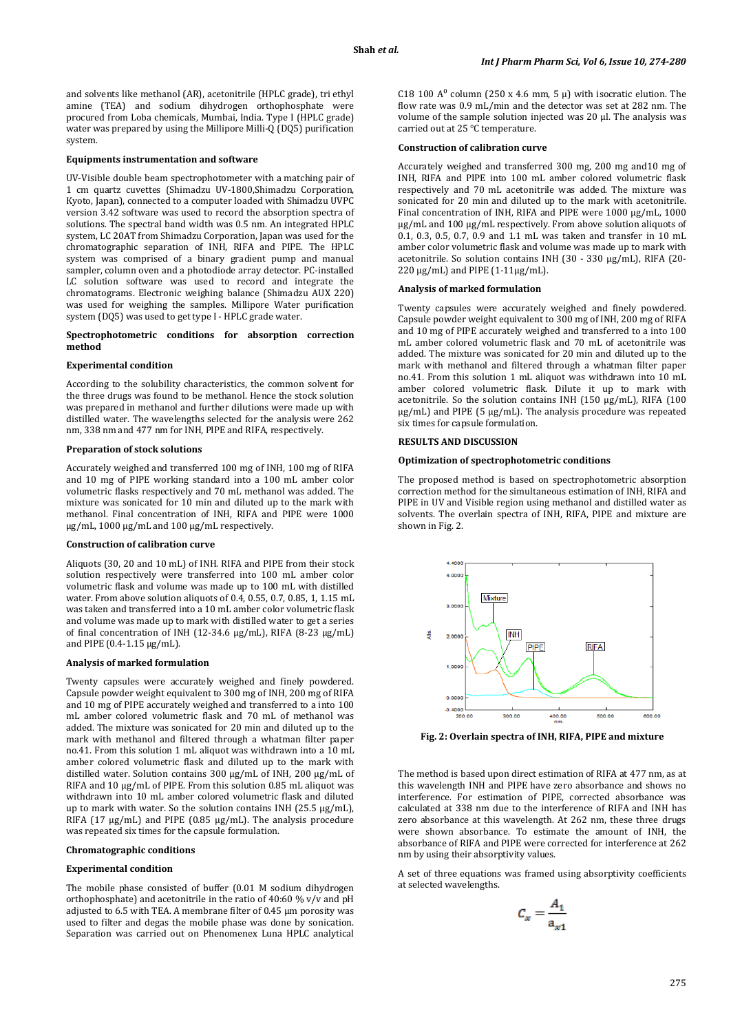and solvents like methanol (AR), acetonitrile (HPLC grade), tri ethyl amine (TEA) and sodium dihydrogen orthophosphate were procured from Loba chemicals, Mumbai, India. Type I (HPLC grade) water was prepared by using the Millipore Milli-Q (DQ5) purification system.

### Equipments instrumentation and software

UV-Visible double beam spectrophotometer with a matching pair of 1 cm quartz cuvettes (Shimadzu UV-1800,Shimadzu Corporation, Kyoto, Japan), connected to a computer loaded with Shimadzu UVPC version 3.42 software was used to record the absorption spectra of solutions. The spectral band width was 0.5 nm. An integrated HPLC system, LC 20AT from Shimadzu Corporation, Japan was used for the chromatographic separation of INH, RIFA and PIPE. The HPLC system was comprised of a binary gradient pump and manual sampler, column oven and a photodiode array detector. PC-installed LC solution software was used to record and integrate the chromatograms. Electronic weighing balance (Shimadzu AUX 220) was used for weighing the samples. Millipore Water purification system (DQ5) was used to get type I - HPLC grade water.

### Spectrophotometric conditions for absorption correction method

### Experimental condition

According to the solubility characteristics, the common solvent for the three drugs was found to be methanol. Hence the stock solution was prepared in methanol and further dilutions were made up with distilled water. The wavelengths selected for the analysis were 262 nm, 338 nm and 477 nm for INH, PIPE and RIFA, respectively.

### Preparation of stock solutions

Accurately weighed and transferred 100 mg of INH, 100 mg of RIFA and 10 mg of PIPE working standard into a 100 mL amber color volumetric flasks respectively and 70 mL methanol was added. The mixture was sonicated for 10 min and diluted up to the mark with methanol. Final concentration of INH, RIFA and PIPE were 1000 µg/mL, 1000 µg/mL and 100 µg/mL respectively.

### Construction of calibration curve

Aliquots (30, 20 and 10 mL) of INH. RIFA and PIPE from their stock solution respectively were transferred into 100 mL amber color volumetric flask and volume was made up to 100 mL with distilled water. From above solution aliquots of 0.4, 0.55, 0.7, 0.85, 1, 1.15 mL was taken and transferred into a 10 mL amber color volumetric flask and volume was made up to mark with distilled water to get a series of final concentration of INH (12-34.6 µg/mL), RIFA (8-23 µg/mL) and PIPE (0.4-1.15 µg/mL).

### Analysis of marked formulation

Twenty capsules were accurately weighed and finely powdered. Capsule powder weight equivalent to 300 mg of INH, 200 mg of RIFA and 10 mg of PIPE accurately weighed and transferred to a into 100 mL amber colored volumetric flask and 70 mL of methanol was added. The mixture was sonicated for 20 min and diluted up to the mark with methanol and filtered through a whatman filter paper no.41. From this solution 1 mL aliquot was withdrawn into a 10 mL amber colored volumetric flask and diluted up to the mark with distilled water. Solution contains 300 µg/mL of INH, 200 µg/mL of RIFA and 10 µg/mL of PIPE. From this solution 0.85 mL aliquot was withdrawn into 10 mL amber colored volumetric flask and diluted up to mark with water. So the solution contains INH (25.5 µg/mL), RIFA (17 µg/mL) and PIPE (0.85 µg/mL). The analysis procedure was repeated six times for the capsule formulation.

### Chromatographic conditions

### Experimental condition

The mobile phase consisted of buffer (0.01 M sodium dihydrogen orthophosphate) and acetonitrile in the ratio of 40:60 % v/v and pH adjusted to 6.5 with TEA. A membrane filter of 0.45 µm porosity was used to filter and degas the mobile phase was done by sonication. Separation was carried out on Phenomenex Luna HPLC analytical C18 100 $A^0$ column (250 x 4.6 mm, 5 µ) with isocratic elution. The flow rate was 0.9 mL/min and the detector was set at 282 nm. The volume of the sample solution injected was 20 µl. The analysis was carried out at 25 °C temperature.

### Construction of calibration curve

Accurately weighed and transferred 300 mg, 200 mg and10 mg of INH, RIFA and PIPE into 100 mL amber colored volumetric flask respectively and 70 mL acetonitrile was added. The mixture was sonicated for 20 min and diluted up to the mark with acetonitrile. Final concentration of INH, RIFA and PIPE were 1000 µg/mL, 1000 µg/mL and 100 µg/mL respectively. From above solution aliquots of 0.1, 0.3, 0.5, 0.7, 0.9 and 1.1 mL was taken and transfer in 10 mL amber color volumetric flask and volume was made up to mark with acetonitrile. So solution contains INH (30 - 330 µg/mL), RIFA (20-220 µg/mL) and PIPE (1-11µg/mL).

### Analysis of marked formulation

Twenty capsules were accurately weighed and finely powdered. Capsule powder weight equivalent to 300 mg of INH, 200 mg of RIFA and 10 mg of PIPE accurately weighed and transferred to a into 100 mL amber colored volumetric flask and 70 mL of acetonitrile was added. The mixture was sonicated for 20 min and diluted up to the mark with methanol and filtered through a whatman filter paper no.41. From this solution 1 mL aliquot was withdrawn into 10 mL amber colored volumetric flask. Dilute it up to mark with acetonitrile. So the solution contains INH (150 µg/mL), RIFA (100 µg/mL) and PIPE (5 µg/mL). The analysis procedure was repeated six times for capsule formulation.

## RESULTS AND DISCUSSION

### Optimization of spectrophotometric conditions

The proposed method is based on spectrophotometric absorption correction method for the simultaneous estimation of INH, RIFA and PIPE in UV and Visible region using methanol and distilled water as solvents. The overlain spectra of INH, RIFA, PIPE and mixture are shown in Fig. 2.

**Fig. 2: Overlain spectra of INH, RIFA, PIPE and mixture**

The method is based upon direct estimation of RIFA at 477 nm, as at this wavelength INH and PIPE have zero absorbance and shows no interference. For estimation of PIPE, corrected absorbance was calculated at 338 nm due to the interference of RIFA and INH has zero absorbance at this wavelength. At 262 nm, these three drugs were shown absorbance. To estimate the amount of INH, the absorbance of RIFA and PIPE were corrected for interference at 262 nm by using their absorptivity values.

A set of three equations was framed using absorptivity coefficients at selected wavelengths.

$$C_x = \frac{A_1}{a_{x1}}$$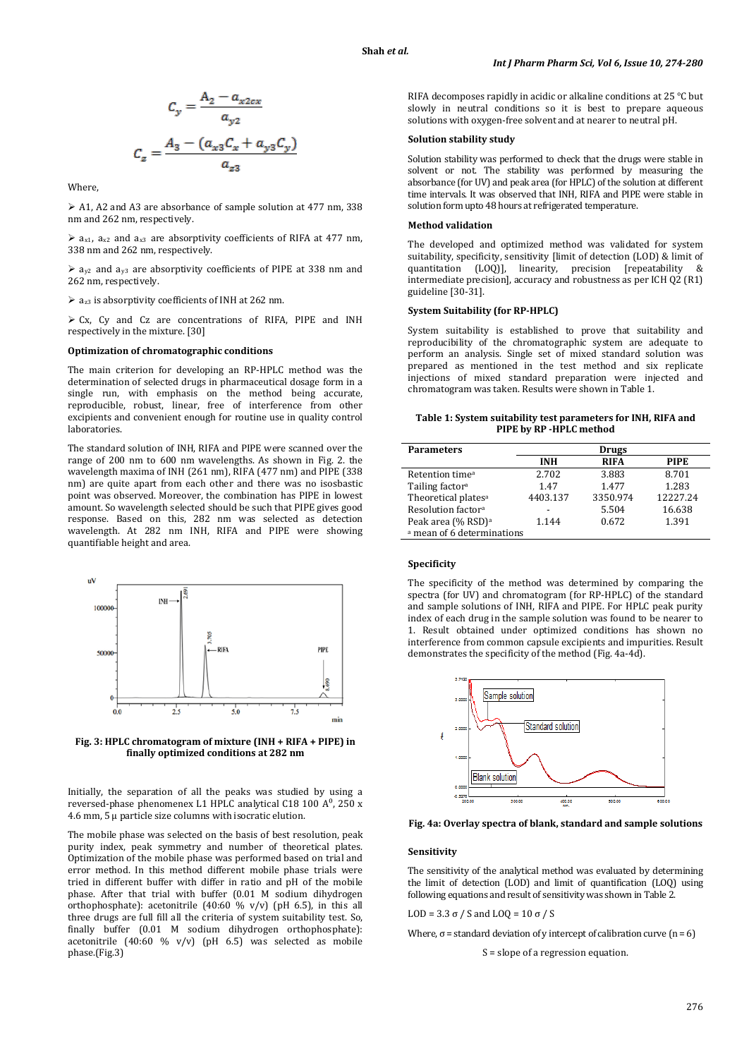$$C_y = \frac{A_2 - a_{x2}c_x}{a_{y2}}$$

$$C_z = \frac{A_3 - (a_{x3}C_x + a_{y3}C_y)}{a_{z3}}$$

Where,

- A1, A2 and A3 are absorbance of sample solution at 477 nm, 338 nm and 262 nm, respectively.
- $a_{x1}$, $a_{x2}$ and $a_{x3}$ are absorptivity coefficients of RIFA at 477 nm, 338 nm and 262 nm, respectively.
- $a_{y2}$ and $a_{y3}$ are absorptivity coefficients of PIPE at 338 nm and 262 nm, respectively.
- $a_{z3}$ is absorptivity coefficients of INH at 262 nm.
- Cx, Cy and Cz are concentrations of RIFA, PIPE and INH respectively in the mixture. [30]

### Optimization of chromatographic conditions

The main criterion for developing an RP-HPLC method was the determination of selected drugs in pharmaceutical dosage form in a single run, with emphasis on the method being accurate, reproducible, robust, linear, free of interference from other excipients and convenient enough for routine use in quality control laboratories.

The standard solution of INH, RIFA and PIPE were scanned over the range of 200 nm to 600 nm wavelengths. As shown in Fig. 2. the wavelength maxima of INH (261 nm), RIFA (477 nm) and PIPE (338 nm) are quite apart from each other and there was no isosbastic point was observed. Moreover, the combination has PIPE in lowest amount. So wavelength selected should be such that PIPE gives good response. Based on this, 282 nm was selected as detection wavelength. At 282 nm INH, RIFA and PIPE were showing quantifiable height and area.

**Fig. 3: HPLC chromatogram of mixture (INH + RIFA + PIPE) in finally optimized conditions at 282 nm**

Initially, the separation of all the peaks was studied by using a reversed-phase phenomenex L1 HPLC analytical C18 100 A$^0$, 250 x 4.6 mm, 5 µ particle size columns with isocratic elution.

The mobile phase was selected on the basis of best resolution, peak purity index, peak symmetry and number of theoretical plates. Optimization of the mobile phase was performed based on trial and error method. In this method different mobile phase trials were tried in different buffer with differ in ratio and pH of the mobile phase. After that trial with buffer (0.01 M sodium dihydrogen orthophosphate): acetonitrile (40:60 % v/v) (pH 6.5), in this all three drugs are full fill all the criteria of system suitability test. So, finally buffer (0.01 M sodium dihydrogen orthophosphate): acetonitrile (40:60 % v/v) (pH 6.5) was selected as mobile phase.(Fig.3)

RIFA decomposes rapidly in acidic or alkaline conditions at 25 °C but slowly in neutral conditions so it is best to prepare aqueous solutions with oxygen-free solvent and at nearer to neutral pH.

### Solution stability study

Solution stability was performed to check that the drugs were stable in solvent or not. The stability was performed by measuring the absorbance (for UV) and peak area (for HPLC) of the solution at different time intervals. It was observed that INH, RIFA and PIPE were stable in solution form upto 48 hours at refrigerated temperature.

### Method validation

The developed and optimized method was validated for system suitability, specificity, sensitivity [limit of detection (LOD) & limit of quantitation (LOQ)], linearity, precision [repeatability & intermediate precision], accuracy and robustness as per ICH Q2 (R1) guideline [30-31].

### System Suitability (for RP-HPLC)

System suitability is established to prove that suitability and reproducibility of the chromatographic system are adequate to perform an analysis. Single set of mixed standard solution was prepared as mentioned in the test method and six replicate injections of mixed standard preparation were injected and chromatogram was taken. Results were shown in Table 1.

**Table 1: System suitability test parameters for INH, RIFA and PIPE by RP -HPLC method**

| Parameters | Drugs | | |
|---|---|---|---|
| | INH | RIFA | PIPE |
| Retention time[a] | 2.702 | 3.883 | 8.701 |
| Tailing factor[a] | 1.47 | 1.477 | 1.283 |
| Theoretical plates[a] | 4403.137 | 3350.974 | 12227.24 |
| Resolution factor[a] | - | 5.504 | 16.638 |
| Peak area (% RSD)[a] | 1.144 | 0.672 | 1.391 |

[a] mean of 6 determinations

### Specificity

The specificity of the method was determined by comparing the spectra (for UV) and chromatogram (for RP-HPLC) of the standard and sample solutions of INH, RIFA and PIPE. For HPLC peak purity index of each drug in the sample solution was found to be nearer to 1. Result obtained under optimized conditions has shown no interference from common capsule excipients and impurities. Result demonstrates the specificity of the method (Fig. 4a-4d).

**Fig. 4a: Overlay spectra of blank, standard and sample solutions**

### Sensitivity

The sensitivity of the analytical method was evaluated by determining the limit of detection (LOD) and limit of quantification (LOQ) using following equations and result of sensitivity was shown in Table 2.

LOD = 3.3 σ / S and LOQ = 10 σ / S

Where, σ = standard deviation of y intercept of calibration curve (n = 6)

S = slope of a regression equation.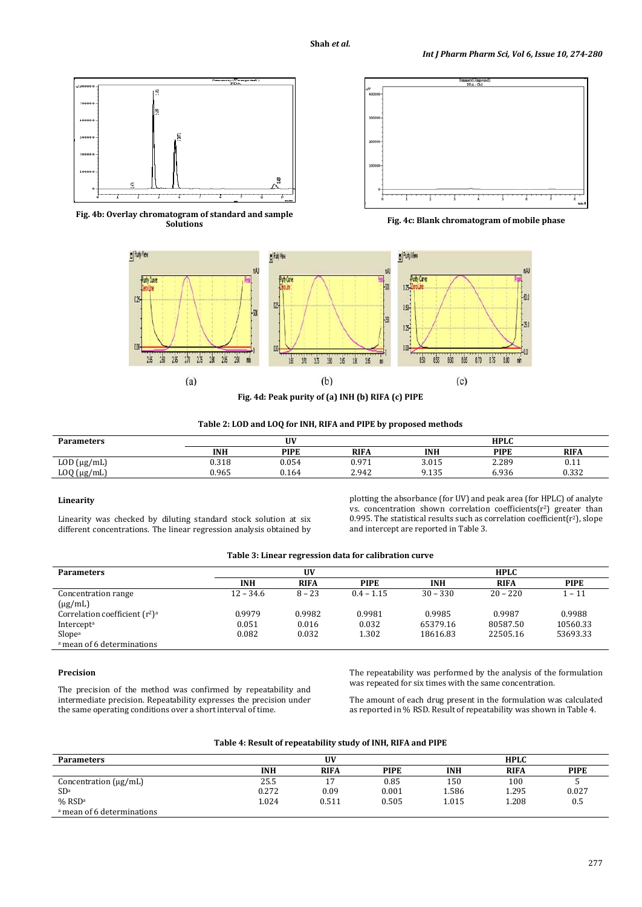Fig. 4b: Overlay chromatogram of standard and sample Solutions

Fig. 4c: Blank chromatogram of mobile phase

(a) (b) (c)

Fig. 4d: Peak purity of (a) INH (b) RIFA (c) PIPE

**Table 2: LOD and LOQ for INH, RIFA and PIPE by proposed methods**

| Parameters | UV | | | HPLC | | |
|---|---|---|---|---|---|---|
| | INH | PIPE | RIFA | INH | PIPE | RIFA |
| LOD (µg/mL) | 0.318 | 0.054 | 0.971 | 3.015 | 2.289 | 0.11 |
| LOQ (µg/mL) | 0.965 | 0.164 | 2.942 | 9.135 | 6.936 | 0.332 |

#### Linearity

Linearity was checked by diluting standard stock solution at six different concentrations. The linear regression analysis obtained by plotting the absorbance (for UV) and peak area (for HPLC) of analyte vs. concentration shown correlation coefficients($r^2$) greater than 0.995. The statistical results such as correlation coefficient($r^2$), slope and intercept are reported in Table 3.

**Table 3: Linear regression data for calibration curve**

| Parameters | UV | | | HPLC | | |
|---|---|---|---|---|---|---|
| | INH | RIFA | PIPE | INH | RIFA | PIPE |
| Concentration range (µg/mL) | 12 – 34.6 | 8 – 23 | 0.4 – 1.15 | 30 – 330 | 20 – 220 | 1 – 11 |
| Correlation coefficient ($r^2$)[a] | 0.9979 | 0.9982 | 0.9981 | 0.9985 | 0.9987 | 0.9988 |
| Intercept[a] | 0.051 | 0.016 | 0.032 | 65379.16 | 80587.50 | 10560.33 |
| Slope[a] | 0.082 | 0.032 | 1.302 | 18616.83 | 22505.16 | 53693.33 |

[a] mean of 6 determinations

#### Precision

The precision of the method was confirmed by repeatability and intermediate precision. Repeatability expresses the precision under the same operating conditions over a short interval of time.

The repeatability was performed by the analysis of the formulation was repeated for six times with the same concentration.

The amount of each drug present in the formulation was calculated as reported in % RSD. Result of repeatability was shown in Table 4.

**Table 4: Result of repeatability study of INH, RIFA and PIPE**

| Parameters | UV | | | HPLC | | |
|---|---|---|---|---|---|---|
| | INH | RIFA | PIPE | INH | RIFA | PIPE |
| Concentration (µg/mL) | 25.5 | 17 | 0.85 | 150 | 100 | 5 |
| SD[a] | 0.272 | 0.09 | 0.001 | 1.586 | 1.295 | 0.027 |
| % RSD[a] | 1.024 | 0.511 | 0.505 | 1.015 | 1.208 | 0.5 |

[a] mean of 6 determinations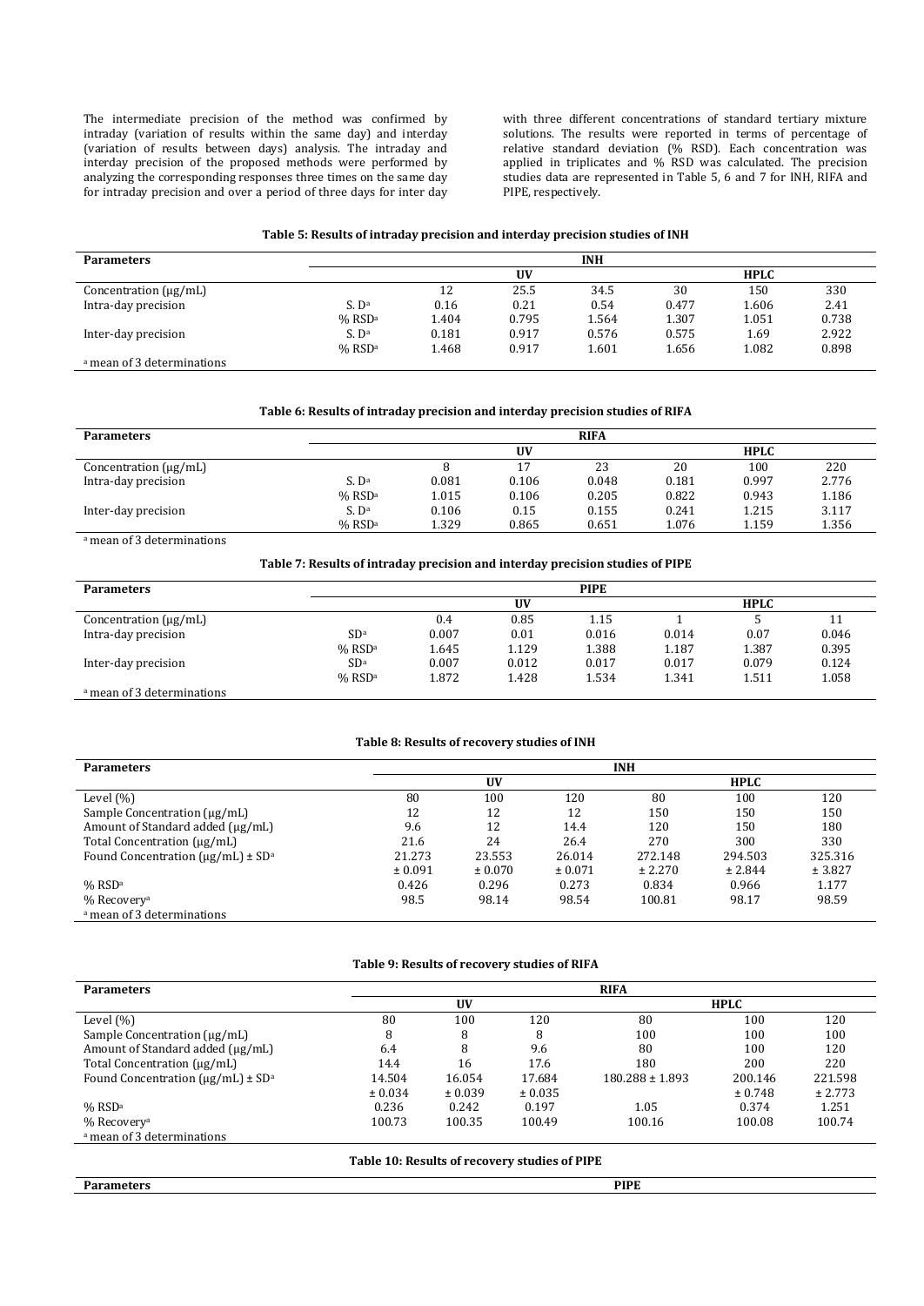The intermediate precision of the method was confirmed by intraday (variation of results within the same day) and interday (variation of results between days) analysis. The intraday and interday precision of the proposed methods were performed by analyzing the corresponding responses three times on the same day for intraday precision and over a period of three days for inter day with three different concentrations of standard tertiary mixture solutions. The results were reported in terms of percentage of relative standard deviation (% RSD). Each concentration was applied in triplicates and % RSD was calculated. The precision studies data are represented in Table 5, 6 and 7 for INH, RIFA and PIPE, respectively.

**Table 5: Results of intraday precision and interday precision studies of INH**

| Parameters | | INH | | | | | |
|---|---|---|---|---|---|---|---|
| | | UV | | | HPLC | | |
| Concentration (μg/mL) | | 12 | 25.5 | 34.5 | 30 | 150 | 330 |
| Intra-day precision | S. D[a] | 0.16 | 0.21 | 0.54 | 0.477 | 1.606 | 2.41 |
| | % RSD[a] | 1.404 | 0.795 | 1.564 | 1.307 | 1.051 | 0.738 |
| Inter-day precision | S. D[a] | 0.181 | 0.917 | 0.576 | 0.575 | 1.69 | 2.922 |
| | % RSD[a] | 1.468 | 0.917 | 1.601 | 1.656 | 1.082 | 0.898 |

[a] mean of 3 determinations

**Table 6: Results of intraday precision and interday precision studies of RIFA**

| Parameters | | RIFA | | | | | |
|---|---|---|---|---|---|---|---|
| | | UV | | | HPLC | | |
| Concentration (μg/mL) | | 8 | 17 | 23 | 20 | 100 | 220 |
| Intra-day precision | S. D[a] | 0.081 | 0.106 | 0.048 | 0.181 | 0.997 | 2.776 |
| | % RSD[a] | 1.015 | 0.106 | 0.205 | 0.822 | 0.943 | 1.186 |
| Inter-day precision | S. D[a] | 0.106 | 0.15 | 0.155 | 0.241 | 1.215 | 3.117 |
| | % RSD[a] | 1.329 | 0.865 | 0.651 | 1.076 | 1.159 | 1.356 |

[a] mean of 3 determinations

**Table 7: Results of intraday precision and interday precision studies of PIPE**

| Parameters | | PIPE | | | | | |
|---|---|---|---|---|---|---|---|
| | | UV | | | HPLC | | |
| Concentration (μg/mL) | | 0.4 | 0.85 | 1.15 | 1 | 5 | 11 |
| Intra-day precision | SD[a] | 0.007 | 0.01 | 0.016 | 0.014 | 0.07 | 0.046 |
| | % RSD[a] | 1.645 | 1.129 | 1.388 | 1.187 | 1.387 | 0.395 |
| Inter-day precision | SD[a] | 0.007 | 0.012 | 0.017 | 0.017 | 0.079 | 0.124 |
| | % RSD[a] | 1.872 | 1.428 | 1.534 | 1.341 | 1.511 | 1.058 |

[a] mean of 3 determinations

**Table 8: Results of recovery studies of INH**

| Parameters | INH | | | | | |
|---|---|---|---|---|---|---|
| | UV | | | HPLC | | |
| Level (%) | 80 | 100 | 120 | 80 | 100 | 120 |
| Sample Concentration (μg/mL) | 12 | 12 | 12 | 150 | 150 | 150 |
| Amount of Standard added (μg/mL) | 9.6 | 12 | 14.4 | 120 | 150 | 180 |
| Total Concentration (μg/mL) | 21.6 | 24 | 26.4 | 270 | 300 | 330 |
| Found Concentration (μg/mL) ± SD[a] | 21.273 ± 0.091 | 23.553 ± 0.070 | 26.014 ± 0.071 | 272.148 ± 2.270 | 294.503 ± 2.844 | 325.316 ± 3.827 |
| % RSD[a] | 0.426 | 0.296 | 0.273 | 0.834 | 0.966 | 1.177 |
| % Recovery[a] | 98.5 | 98.14 | 98.54 | 100.81 | 98.17 | 98.59 |

[a] mean of 3 determinations

**Table 9: Results of recovery studies of RIFA**

| Parameters | RIFA | | | | | |
|---|---|---|---|---|---|---|
| | UV | | | HPLC | | |
| Level (%) | 80 | 100 | 120 | 80 | 100 | 120 |
| Sample Concentration (μg/mL) | 8 | 8 | 8 | 100 | 100 | 100 |
| Amount of Standard added (μg/mL) | 6.4 | 8 | 9.6 | 80 | 100 | 120 |
| Total Concentration (μg/mL) | 14.4 | 16 | 17.6 | 180 | 200 | 220 |
| Found Concentration (μg/mL) ± SD[a] | 14.504 ± 0.034 | 16.054 ± 0.039 | 17.684 ± 0.035 | 180.288 ± 1.893 | 200.146 ± 0.748 | 221.598 ± 2.773 |
| % RSD[a] | 0.236 | 0.242 | 0.197 | 1.05 | 0.374 | 1.251 |
| % Recovery[a] | 100.73 | 100.35 | 100.49 | 100.16 | 100.08 | 100.74 |

[a] mean of 3 determinations

**Table 10: Results of recovery studies of PIPE**

| Parameters | PIPE |
|---|---|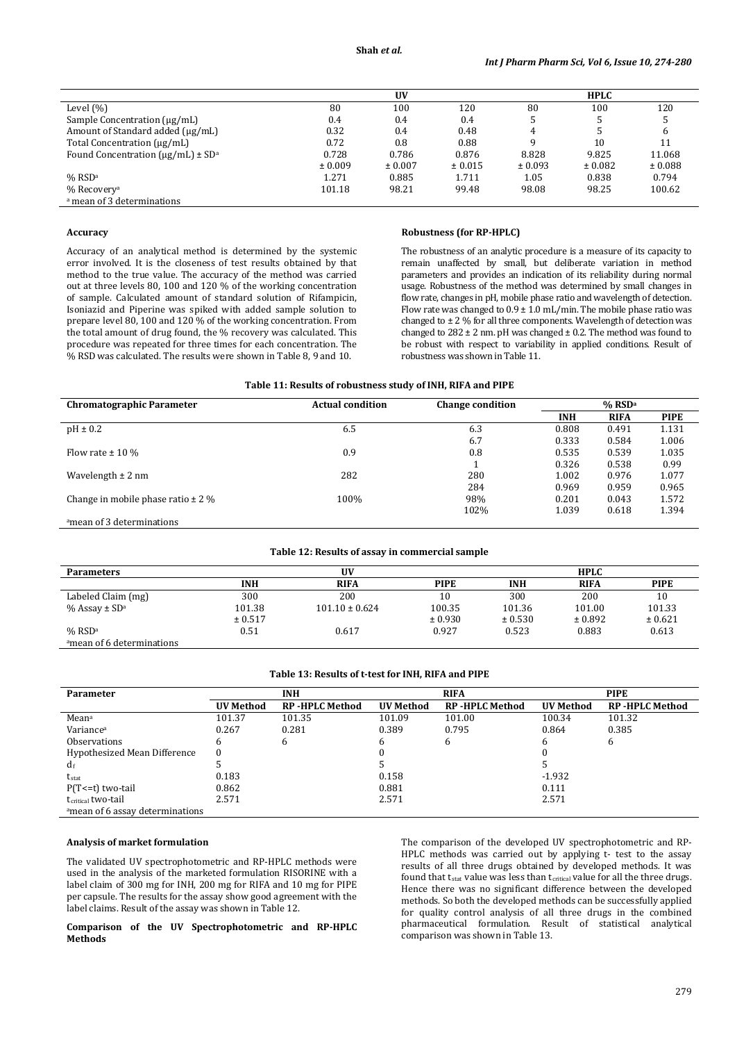| | UV | | | HPLC | | |
|---|---|---|---|---|---|---|
| Level (%) | 80 | 100 | 120 | 80 | 100 | 120 |
| Sample Concentration (µg/mL) | 0.4 | 0.4 | 0.4 | 5 | 5 | 5 |
| Amount of Standard added (µg/mL) | 0.32 | 0.4 | 0.48 | 4 | 5 | 6 |
| Total Concentration (µg/mL) | 0.72 | 0.8 | 0.88 | 9 | 10 | 11 |
| Found Concentration (µg/mL) ± SD[a] | 0.728 ± 0.009 | 0.786 ± 0.007 | 0.876 ± 0.015 | 8.828 ± 0.093 | 9.825 ± 0.082 | 11.068 ± 0.088 |
| % RSD[a] | 1.271 | 0.885 | 1.711 | 1.05 | 0.838 | 0.794 |
| % Recovery[a] | 101.18 | 98.21 | 99.48 | 98.08 | 98.25 | 100.62 |

[a] mean of 3 determinations

### Accuracy

Accuracy of an analytical method is determined by the systemic error involved. It is the closeness of test results obtained by that method to the true value. The accuracy of the method was carried out at three levels 80, 100 and 120 % of the working concentration of sample. Calculated amount of standard solution of Rifampicin, Isoniazid and Piperine was spiked with added sample solution to prepare level 80, 100 and 120 % of the working concentration. From the total amount of drug found, the % recovery was calculated. This procedure was repeated for three times for each concentration. The % RSD was calculated. The results were shown in Table 8, 9 and 10.

### Robustness (for RP-HPLC)

The robustness of an analytic procedure is a measure of its capacity to remain unaffected by small, but deliberate variation in method parameters and provides an indication of its reliability during normal usage. Robustness of the method was determined by small changes in flow rate, changes in pH, mobile phase ratio and wavelength of detection. Flow rate was changed to 0.9 ± 1.0 mL/min. The mobile phase ratio was changed to ± 2 % for all three components. Wavelength of detection was changed to 282 ± 2 nm. pH was changed ± 0.2. The method was found to be robust with respect to variability in applied conditions. Result of robustness was shown in Table 11.

**Table 11: Results of robustness study of INH, RIFA and PIPE**

| Chromatographic Parameter | Actual condition | Change condition | % RSD[a] | | |
|---|---|---|---|---|---|
| | | | INH | RIFA | PIPE |
| pH ± 0.2 | 6.5 | 6.3 | 0.808 | 0.491 | 1.131 |
| | | 6.7 | 0.333 | 0.584 | 1.006 |
| Flow rate ± 10 % | 0.9 | 0.8 | 0.535 | 0.539 | 1.035 |
| | | 1 | 0.326 | 0.538 | 0.99 |
| Wavelength ± 2 nm | 282 | 280 | 1.002 | 0.976 | 1.077 |
| | | 284 | 0.969 | 0.959 | 0.965 |
| Change in mobile phase ratio ± 2 % | 100% | 98% | 0.201 | 0.043 | 1.572 |
| | | 102% | 1.039 | 0.618 | 1.394 |

[a]mean of 3 determinations

**Table 12: Results of assay in commercial sample**

| Parameters | UV | | | HPLC | | |
|---|---|---|---|---|---|---|
| | INH | RIFA | PIPE | INH | RIFA | PIPE |
| Labeled Claim (mg) | 300 | 200 | 10 | 300 | 200 | 10 |
| % Assay ± SD[a] | 101.38 ± 0.517 | 101.10 ± 0.624 | 100.35 ± 0.930 | 101.36 ± 0.530 | 101.00 ± 0.892 | 101.33 ± 0.621 |
| % RSD[a] | 0.51 | 0.617 | 0.927 | 0.523 | 0.883 | 0.613 |

[a]mean of 6 determinations

**Table 13: Results of t-test for INH, RIFA and PIPE**

| Parameter | INH | | RIFA | | PIPE | |
|---|---|---|---|---|---|---|
| | UV Method | RP -HPLC Method | UV Method | RP -HPLC Method | UV Method | RP -HPLC Method |
| Mean[a] | 101.37 | 101.35 | 101.09 | 101.00 | 100.34 | 101.32 |
| Variance[a] | 0.267 | 0.281 | 0.389 | 0.795 | 0.864 | 0.385 |
| Observations | 6 | 6 | 6 | 6 | 6 | 6 |
| Hypothesized Mean Difference | 0 | | 0 | | 0 | |
| $d_f$ | 5 | | 5 | | 5 | |
| $t_{stat}$ | 0.183 | | 0.158 | | -1.932 | |
| P(T<=t) two-tail | 0.862 | | 0.881 | | 0.111 | |
| $t_{critical}$ two-tail | 2.571 | | 2.571 | | 2.571 | |

[a]mean of 6 assay determinations

### Analysis of market formulation

The validated UV spectrophotometric and RP-HPLC methods were used in the analysis of the marketed formulation RISORINE with a label claim of 300 mg for INH, 200 mg for RIFA and 10 mg for PIPE per capsule. The results for the assay show good agreement with the label claims. Result of the assay was shown in Table 12.

### Comparison of the UV Spectrophotometric and RP-HPLC Methods

The comparison of the developed UV spectrophotometric and RP-HPLC methods was carried out by applying t- test to the assay results of all three drugs obtained by developed methods. It was found that $t_{stat}$ value was less than $t_{critical}$ value for all the three drugs. Hence there was no significant difference between the developed methods. So both the developed methods can be successfully applied for quality control analysis of all three drugs in the combined pharmaceutical formulation. Result of statistical analytical comparison was shown in Table 13.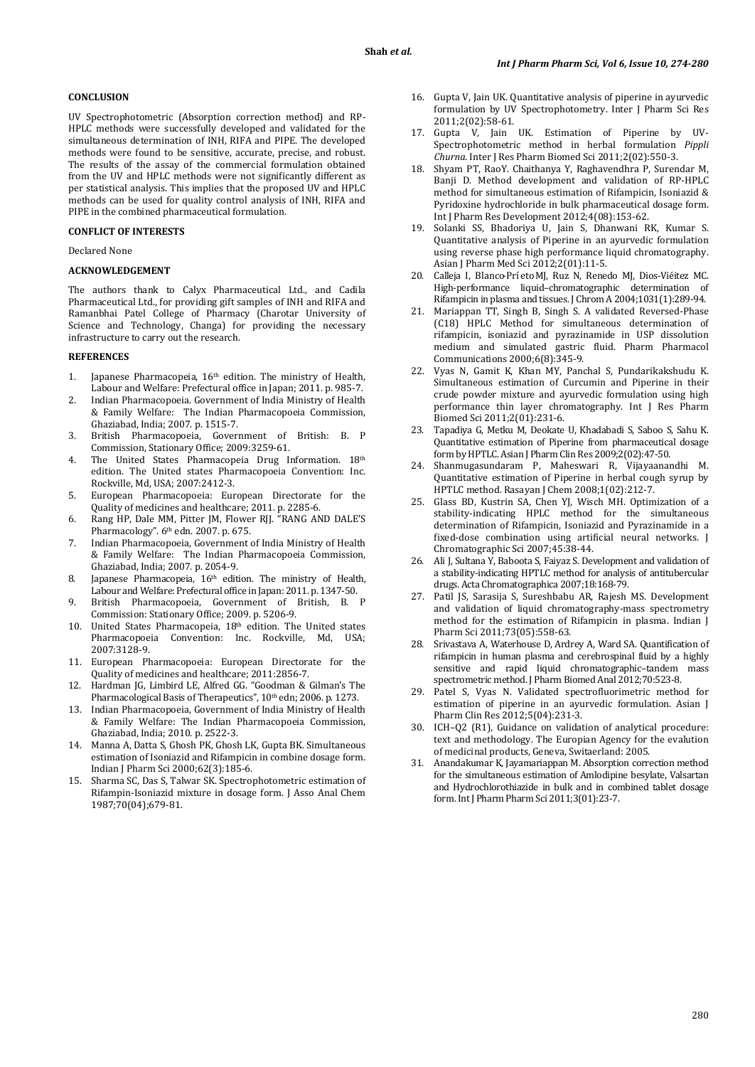## CONCLUSION

UV Spectrophotometric (Absorption correction method) and RP-HPLC methods were successfully developed and validated for the simultaneous determination of INH, RIFA and PIPE. The developed methods were found to be sensitive, accurate, precise, and robust. The results of the assay of the commercial formulation obtained from the UV and HPLC methods were not significantly different as per statistical analysis. This implies that the proposed UV and HPLC methods can be used for quality control analysis of INH, RIFA and PIPE in the combined pharmaceutical formulation.

## CONFLICT OF INTERESTS

Declared None

## ACKNOWLEDGEMENT

The authors thank to Calyx Pharmaceutical Ltd., and Cadila Pharmaceutical Ltd., for providing gift samples of INH and RIFA and Ramanbhai Patel College of Pharmacy (Charotar University of Science and Technology, Changa) for providing the necessary infrastructure to carry out the research.

## REFERENCES

1. Japanese Pharmacopeia, 16th edition. The ministry of Health, Labour and Welfare: Prefectural office in Japan; 2011. p. 985-7.
2. Indian Pharmacopoeia. Government of India Ministry of Health & Family Welfare: The Indian Pharmacopoeia Commission, Ghaziabad, India; 2007. p. 1515-7.
3. British Pharmacopoeia, Government of British: B. P Commission, Stationary Office; 2009:3259-61.
4. The United States Pharmacopeia Drug Information. 18th edition. The United states Pharmacopeia Convention: Inc. Rockville, Md, USA; 2007:2412-3.
5. European Pharmacopoeia: European Directorate for the Quality of medicines and healthcare; 2011. p. 2285-6.
6. Rang HP, Dale MM, Pitter JM, Flower RJJ. "RANG AND DALE'S Pharmacology". 6th edn. 2007. p. 675.
7. Indian Pharmacopoeia, Government of India Ministry of Health & Family Welfare: The Indian Pharmacopoeia Commission, Ghaziabad, India; 2007. p. 2054-9.
8. Japanese Pharmacopeia, 16th edition. The ministry of Health, Labour and Welfare: Prefectural office in Japan: 2011. p. 1347-50.
9. British Pharmacopoeia, Government of British, B. P Commission: Stationary Office; 2009. p. 5206-9.
10. United States Pharmacopeia, 18th edition. The United states Pharmacopoeia Convention: Inc. Rockville, Md, USA; 2007:3128-9.
11. European Pharmacopoeia: European Directorate for the Quality of medicines and healthcare; 2011:2856-7.
12. Hardman JG, Limbird LE, Alfred GG. "Goodman & Gilman's The Pharmacological Basis of Therapeutics", 10th edn; 2006. p. 1273.
13. Indian Pharmacopoeia, Government of India Ministry of Health & Family Welfare: The Indian Pharmacopoeia Commission, Ghaziabad, India; 2010. p. 2522-3.
14. Manna A, Datta S, Ghosh PK, Ghosh LK, Gupta BK. Simultaneous estimation of Isoniazid and Rifampicin in combine dosage form. Indian J Pharm Sci 2000;62(3):185-6.
15. Sharma SC, Das S, Talwar SK. Spectrophotometric estimation of Rifampin-Isoniazid mixture in dosage form. J Asso Anal Chem 1987;70(04);679-81.
16. Gupta V, Jain UK. Quantitative analysis of piperine in ayurvedic formulation by UV Spectrophotometry. Inter J Pharm Sci Res 2011;2(02):58-61.
17. Gupta V, Jain UK. Estimation of Piperine by UV-Spectrophotometric method in herbal formulation *Pippli Churna*. Inter J Res Pharm Biomed Sci 2011;2(02):550-3.
18. Shyam PT, RaoY. Chaithanya Y, Raghavendhra P, Surendar M, Banji D. Method development and validation of RP-HPLC method for simultaneous estimation of Rifampicin, Isoniazid & Pyridoxine hydrochloride in bulk pharmaceutical dosage form. Int J Pharm Res Development 2012;4(08):153-62.
19. Solanki SS, Bhadoriya U, Jain S, Dhanwani RK, Kumar S. Quantitative analysis of Piperine in an ayurvedic formulation using reverse phase high performance liquid chromatography. Asian J Pharm Med Sci 2012;2(01):11-5.
20. Calleja I, Blanco-Príeto MJ, Ruz N, Renedo MJ, Dios-Viéitez MC. High-performance liquid–chromatographic determination of Rifampicin in plasma and tissues. J Chrom A 2004;1031(1):289-94.
21. Mariappan TT, Singh B, Singh S. A validated Reversed-Phase (C18) HPLC Method for simultaneous determination of rifampicin, isoniazid and pyrazinamide in USP dissolution medium and simulated gastric fluid. Pharm Pharmacol Communications 2000;6(8):345-9.
22. Vyas N, Gamit K, Khan MY, Panchal S, Pundarikakshudu K. Simultaneous estimation of Curcumin and Piperine in their crude powder mixture and ayurvedic formulation using high performance thin layer chromatography. Int J Res Pharm Biomed Sci 2011;2(01):231-6.
23. Tapadiya G, Metku M, Deokate U, Khadabadi S, Saboo S, Sahu K. Quantitative estimation of Piperine from pharmaceutical dosage form by HPTLC. Asian J Pharm Clin Res 2009;2(02):47-50.
24. Shanmugasundaram P, Maheswari R, Vijayaanandhi M. Quantitative estimation of Piperine in herbal cough syrup by HPTLC method. Rasayan J Chem 2008;1(02):212-7.
25. Glass BD, Kustrin SA, Chen YJ, Wisch MH. Optimization of a stability-indicating HPLC method for the simultaneous determination of Rifampicin, Isoniazid and Pyrazinamide in a fixed-dose combination using artificial neural networks. J Chromatographic Sci 2007;45:38-44.
26. Ali J, Sultana Y, Baboota S, Faiyaz S. Development and validation of a stability-indicating HPTLC method for analysis of antitubercular drugs. Acta Chromatographica 2007;18:168-79.
27. Patil JS, Sarasija S, Sureshbabu AR, Rajesh MS. Development and validation of liquid chromatography-mass spectrometry method for the estimation of Rifampicin in plasma. Indian J Pharm Sci 2011;73(05):558-63.
28. Srivastava A, Waterhouse D, Ardrey A, Ward SA. Quantification of rifampicin in human plasma and cerebrospinal fluid by a highly sensitive and rapid liquid chromatographic–tandem mass spectrometric method. J Pharm Biomed Anal 2012;70:523-8.
29. Patel S, Vyas N. Validated spectrofluorimetric method for estimation of piperine in an ayurvedic formulation. Asian J Pharm Clin Res 2012;5(04):231-3.
30. ICH–Q2 (R1), Guidance on validation of analytical procedure: text and methodology. The Europian Agency for the evalution of medicinal products, Geneva, Switaerland: 2005.
31. Anandakumar K, Jayamariappan M. Absorption correction method for the simultaneous estimation of Amlodipine besylate, Valsartan and Hydrochlorothiazide in bulk and in combined tablet dosage form. Int J Pharm Pharm Sci 2011;3(01):23-7.